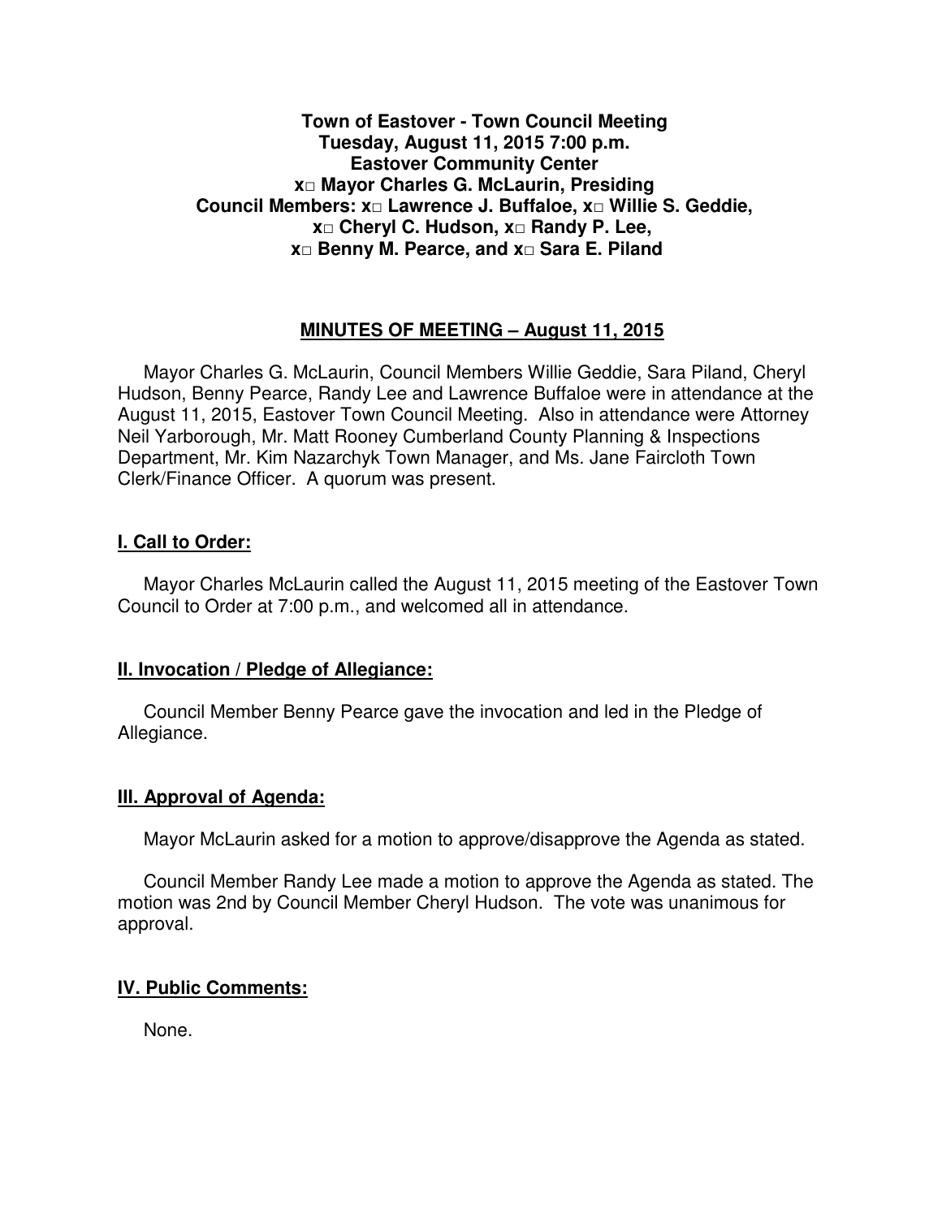**Town of Eastover - Town Council Meeting**
**Tuesday, August 11, 2015 7:00 p.m.**
**Eastover Community Center**
**x□ Mayor Charles G. McLaurin, Presiding**
**Council Members: x□ Lawrence J. Buffaloe, x□ Willie S. Geddie,**
**x□ Cheryl C. Hudson, x□ Randy P. Lee,**
**x□ Benny M. Pearce, and x□ Sara E. Piland**

## MINUTES OF MEETING – August 11, 2015

Mayor Charles G. McLaurin, Council Members Willie Geddie, Sara Piland, Cheryl Hudson, Benny Pearce, Randy Lee and Lawrence Buffaloe were in attendance at the August 11, 2015, Eastover Town Council Meeting. Also in attendance were Attorney Neil Yarborough, Mr. Matt Rooney Cumberland County Planning & Inspections Department, Mr. Kim Nazarchyk Town Manager, and Ms. Jane Faircloth Town Clerk/Finance Officer. A quorum was present.

### I. Call to Order:

Mayor Charles McLaurin called the August 11, 2015 meeting of the Eastover Town Council to Order at 7:00 p.m., and welcomed all in attendance.

### II. Invocation / Pledge of Allegiance:

Council Member Benny Pearce gave the invocation and led in the Pledge of Allegiance.

### III. Approval of Agenda:

Mayor McLaurin asked for a motion to approve/disapprove the Agenda as stated.

Council Member Randy Lee made a motion to approve the Agenda as stated. The motion was 2nd by Council Member Cheryl Hudson. The vote was unanimous for approval.

### IV. Public Comments:

None.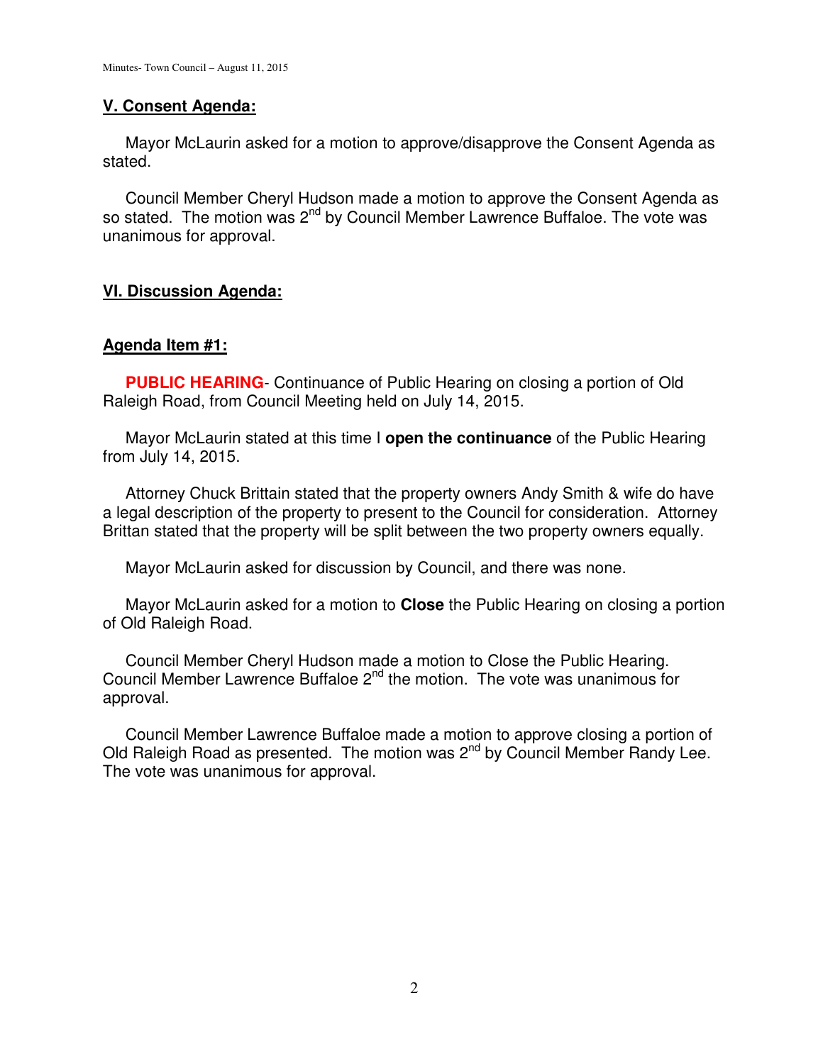## V. Consent Agenda:

Mayor McLaurin asked for a motion to approve/disapprove the Consent Agenda as stated.

Council Member Cheryl Hudson made a motion to approve the Consent Agenda as so stated. The motion was 2nd by Council Member Lawrence Buffaloe. The vote was unanimous for approval.

## VI. Discussion Agenda:

### Agenda Item #1:

**PUBLIC HEARING**- Continuance of Public Hearing on closing a portion of Old Raleigh Road, from Council Meeting held on July 14, 2015.

Mayor McLaurin stated at this time I **open the continuance** of the Public Hearing from July 14, 2015.

Attorney Chuck Brittain stated that the property owners Andy Smith & wife do have a legal description of the property to present to the Council for consideration. Attorney Brittan stated that the property will be split between the two property owners equally.

Mayor McLaurin asked for discussion by Council, and there was none.

Mayor McLaurin asked for a motion to **Close** the Public Hearing on closing a portion of Old Raleigh Road.

Council Member Cheryl Hudson made a motion to Close the Public Hearing. Council Member Lawrence Buffaloe 2nd the motion. The vote was unanimous for approval.

Council Member Lawrence Buffaloe made a motion to approve closing a portion of Old Raleigh Road as presented. The motion was 2nd by Council Member Randy Lee. The vote was unanimous for approval.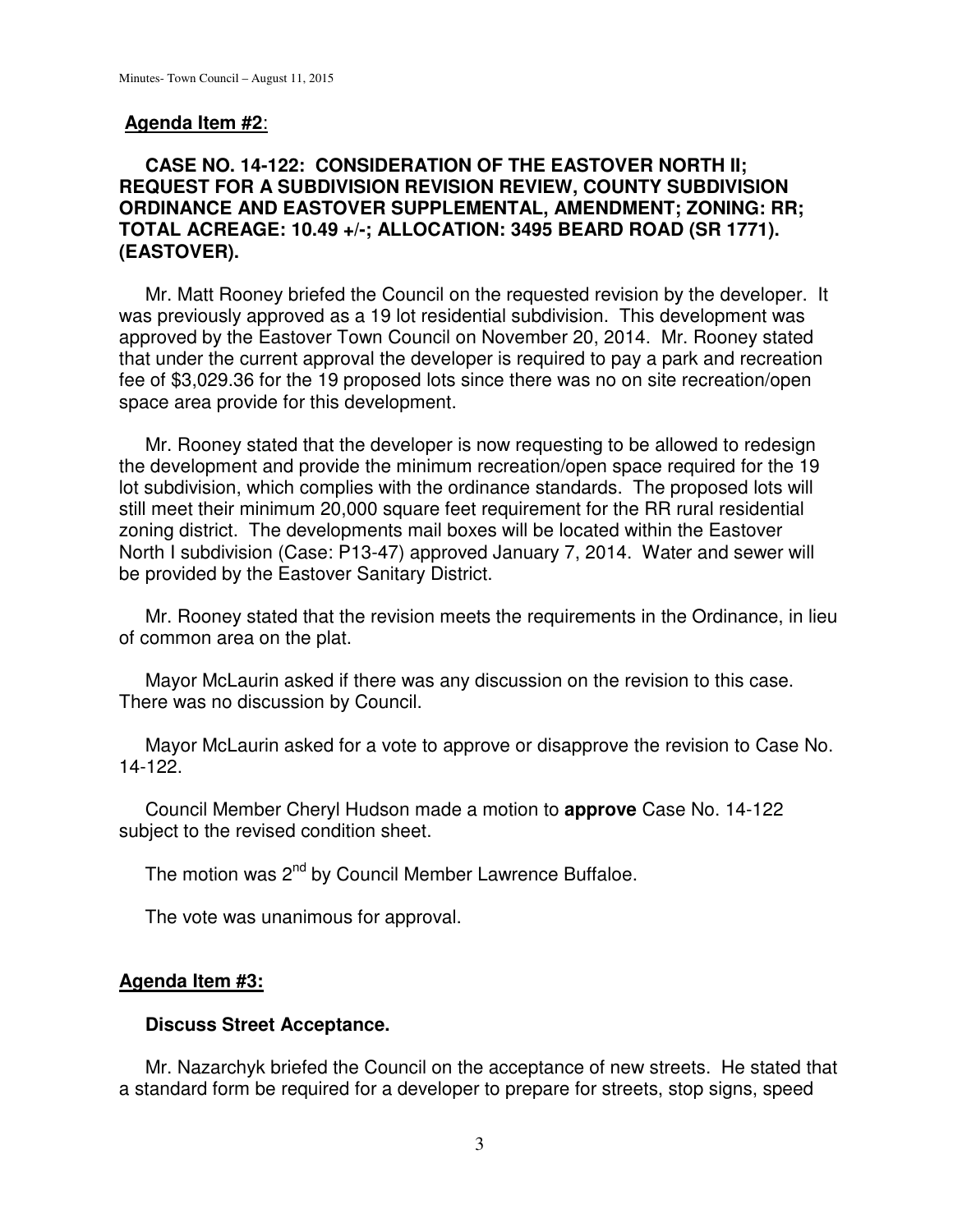**Agenda Item #2**:

**CASE NO. 14-122: CONSIDERATION OF THE EASTOVER NORTH II; REQUEST FOR A SUBDIVISION REVISION REVIEW, COUNTY SUBDIVISION ORDINANCE AND EASTOVER SUPPLEMENTAL, AMENDMENT; ZONING: RR; TOTAL ACREAGE: 10.49 +/-; ALLOCATION: 3495 BEARD ROAD (SR 1771). (EASTOVER).**

Mr. Matt Rooney briefed the Council on the requested revision by the developer. It was previously approved as a 19 lot residential subdivision. This development was approved by the Eastover Town Council on November 20, 2014. Mr. Rooney stated that under the current approval the developer is required to pay a park and recreation fee of $3,029.36 for the 19 proposed lots since there was no on site recreation/open space area provide for this development.

Mr. Rooney stated that the developer is now requesting to be allowed to redesign the development and provide the minimum recreation/open space required for the 19 lot subdivision, which complies with the ordinance standards. The proposed lots will still meet their minimum 20,000 square feet requirement for the RR rural residential zoning district. The developments mail boxes will be located within the Eastover North I subdivision (Case: P13-47) approved January 7, 2014. Water and sewer will be provided by the Eastover Sanitary District.

Mr. Rooney stated that the revision meets the requirements in the Ordinance, in lieu of common area on the plat.

Mayor McLaurin asked if there was any discussion on the revision to this case. There was no discussion by Council.

Mayor McLaurin asked for a vote to approve or disapprove the revision to Case No. 14-122.

Council Member Cheryl Hudson made a motion to **approve** Case No. 14-122 subject to the revised condition sheet.

The motion was 2nd by Council Member Lawrence Buffaloe.

The vote was unanimous for approval.

**Agenda Item #3:**

**Discuss Street Acceptance.**

Mr. Nazarchyk briefed the Council on the acceptance of new streets. He stated that a standard form be required for a developer to prepare for streets, stop signs, speed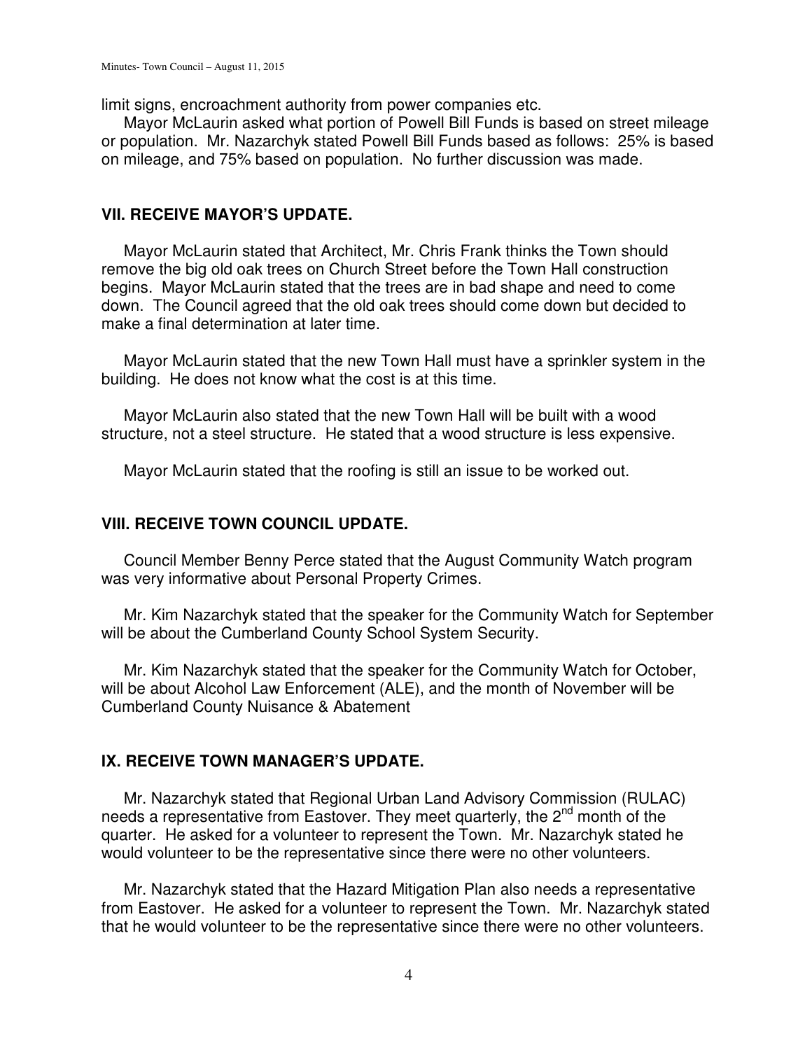limit signs, encroachment authority from power companies etc.

Mayor McLaurin asked what portion of Powell Bill Funds is based on street mileage or population. Mr. Nazarchyk stated Powell Bill Funds based as follows: 25% is based on mileage, and 75% based on population. No further discussion was made.

## VII. RECEIVE MAYOR'S UPDATE.

Mayor McLaurin stated that Architect, Mr. Chris Frank thinks the Town should remove the big old oak trees on Church Street before the Town Hall construction begins. Mayor McLaurin stated that the trees are in bad shape and need to come down. The Council agreed that the old oak trees should come down but decided to make a final determination at later time.

Mayor McLaurin stated that the new Town Hall must have a sprinkler system in the building. He does not know what the cost is at this time.

Mayor McLaurin also stated that the new Town Hall will be built with a wood structure, not a steel structure. He stated that a wood structure is less expensive.

Mayor McLaurin stated that the roofing is still an issue to be worked out.

## VIII. RECEIVE TOWN COUNCIL UPDATE.

Council Member Benny Perce stated that the August Community Watch program was very informative about Personal Property Crimes.

Mr. Kim Nazarchyk stated that the speaker for the Community Watch for September will be about the Cumberland County School System Security.

Mr. Kim Nazarchyk stated that the speaker for the Community Watch for October, will be about Alcohol Law Enforcement (ALE), and the month of November will be Cumberland County Nuisance & Abatement

## IX. RECEIVE TOWN MANAGER'S UPDATE.

Mr. Nazarchyk stated that Regional Urban Land Advisory Commission (RULAC) needs a representative from Eastover. They meet quarterly, the 2nd month of the quarter. He asked for a volunteer to represent the Town. Mr. Nazarchyk stated he would volunteer to be the representative since there were no other volunteers.

Mr. Nazarchyk stated that the Hazard Mitigation Plan also needs a representative from Eastover. He asked for a volunteer to represent the Town. Mr. Nazarchyk stated that he would volunteer to be the representative since there were no other volunteers.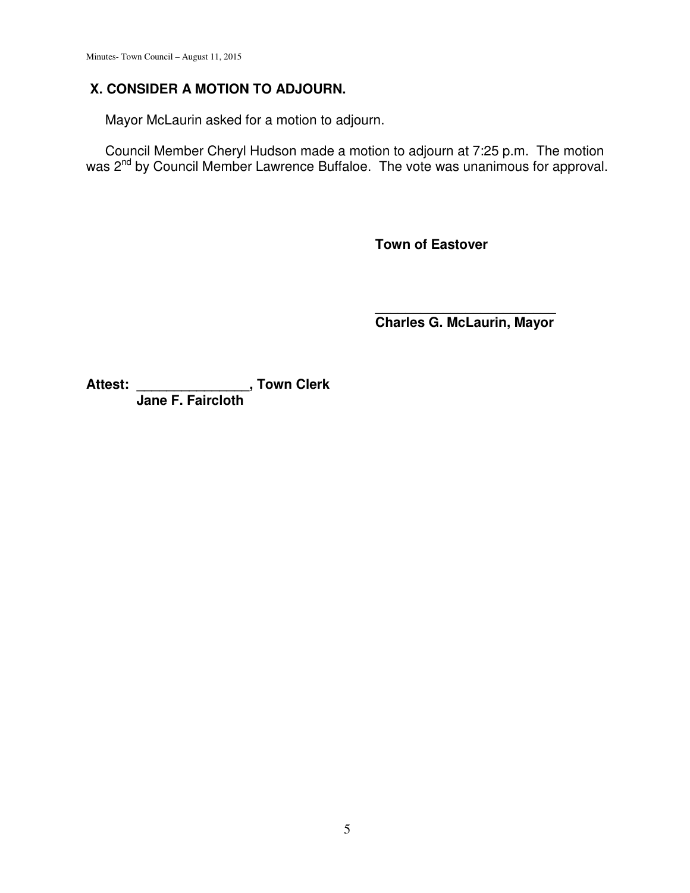## X. CONSIDER A MOTION TO ADJOURN.

Mayor McLaurin asked for a motion to adjourn.

Council Member Cheryl Hudson made a motion to adjourn at 7:25 p.m. The motion was 2nd by Council Member Lawrence Buffaloe. The vote was unanimous for approval.

**Town of Eastover**

_________________________
**Charles G. McLaurin, Mayor**

**Attest: _______________, Town Clerk**
**Jane F. Faircloth**